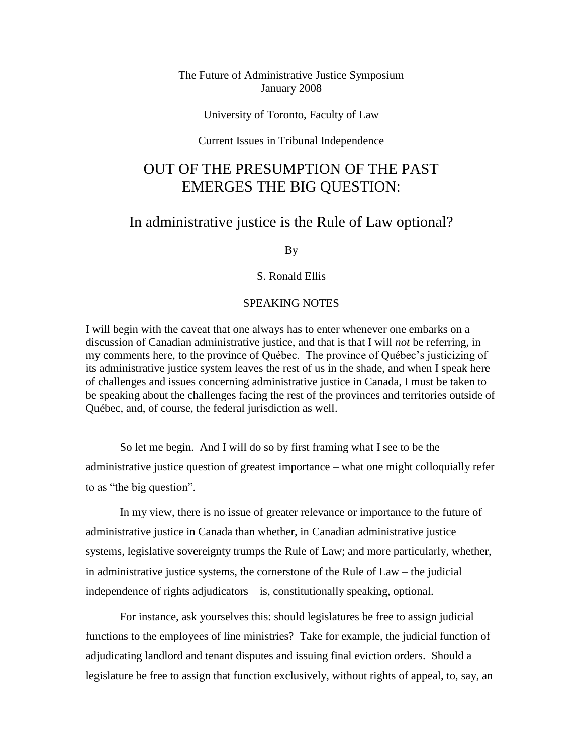The Future of Administrative Justice Symposium
January 2008

University of Toronto, Faculty of Law

Current Issues in Tribunal Independence

# OUT OF THE PRESUMPTION OF THE PAST EMERGES THE BIG QUESTION:

## In administrative justice is the Rule of Law optional?

By

S. Ronald Ellis

SPEAKING NOTES

I will begin with the caveat that one always has to enter whenever one embarks on a discussion of Canadian administrative justice, and that is that I will *not* be referring, in my comments here, to the province of Québec. The province of Québec's justicizing of its administrative justice system leaves the rest of us in the shade, and when I speak here of challenges and issues concerning administrative justice in Canada, I must be taken to be speaking about the challenges facing the rest of the provinces and territories outside of Québec, and, of course, the federal jurisdiction as well.

So let me begin. And I will do so by first framing what I see to be the administrative justice question of greatest importance – what one might colloquially refer to as "the big question".

In my view, there is no issue of greater relevance or importance to the future of administrative justice in Canada than whether, in Canadian administrative justice systems, legislative sovereignty trumps the Rule of Law; and more particularly, whether, in administrative justice systems, the cornerstone of the Rule of Law – the judicial independence of rights adjudicators – is, constitutionally speaking, optional.

For instance, ask yourselves this: should legislatures be free to assign judicial functions to the employees of line ministries? Take for example, the judicial function of adjudicating landlord and tenant disputes and issuing final eviction orders. Should a legislature be free to assign that function exclusively, without rights of appeal, to, say, an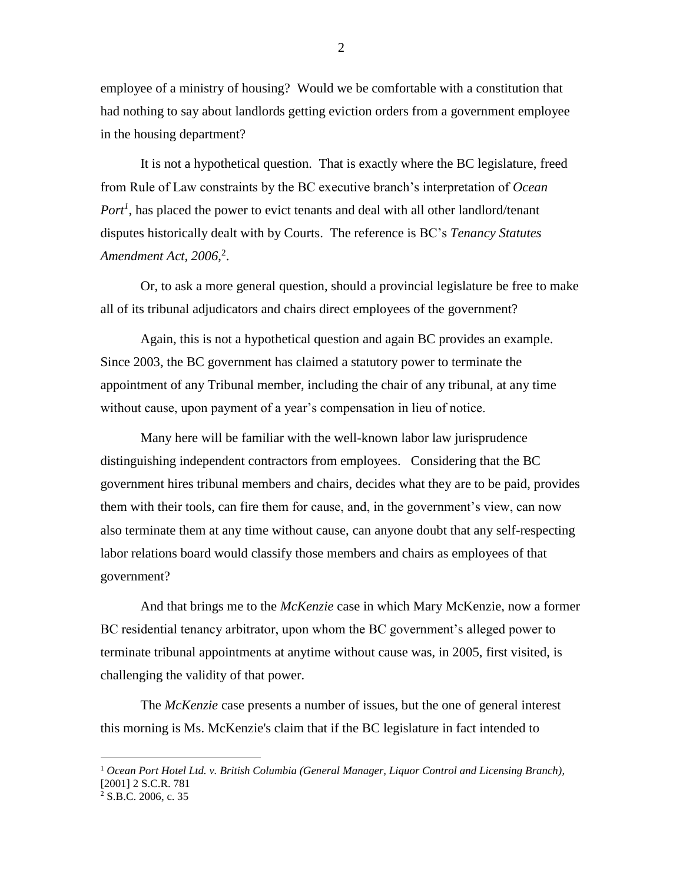employee of a ministry of housing? Would we be comfortable with a constitution that had nothing to say about landlords getting eviction orders from a government employee in the housing department?

It is not a hypothetical question. That is exactly where the BC legislature, freed from Rule of Law constraints by the BC executive branch's interpretation of *Ocean Port*[1], has placed the power to evict tenants and deal with all other landlord/tenant disputes historically dealt with by Courts. The reference is BC's *Tenancy Statutes Amendment Act, 2006*,[2].

Or, to ask a more general question, should a provincial legislature be free to make all of its tribunal adjudicators and chairs direct employees of the government?

Again, this is not a hypothetical question and again BC provides an example. Since 2003, the BC government has claimed a statutory power to terminate the appointment of any Tribunal member, including the chair of any tribunal, at any time without cause, upon payment of a year's compensation in lieu of notice.

Many here will be familiar with the well-known labor law jurisprudence distinguishing independent contractors from employees. Considering that the BC government hires tribunal members and chairs, decides what they are to be paid, provides them with their tools, can fire them for cause, and, in the government's view, can now also terminate them at any time without cause, can anyone doubt that any self-respecting labor relations board would classify those members and chairs as employees of that government?

And that brings me to the *McKenzie* case in which Mary McKenzie, now a former BC residential tenancy arbitrator, upon whom the BC government's alleged power to terminate tribunal appointments at anytime without cause was, in 2005, first visited, is challenging the validity of that power.

The *McKenzie* case presents a number of issues, but the one of general interest this morning is Ms. McKenzie's claim that if the BC legislature in fact intended to

---

[1] *Ocean Port Hotel Ltd. v. British Columbia (General Manager, Liquor Control and Licensing Branch)*, [2001] 2 S.C.R. 781

[2] S.B.C. 2006, c. 35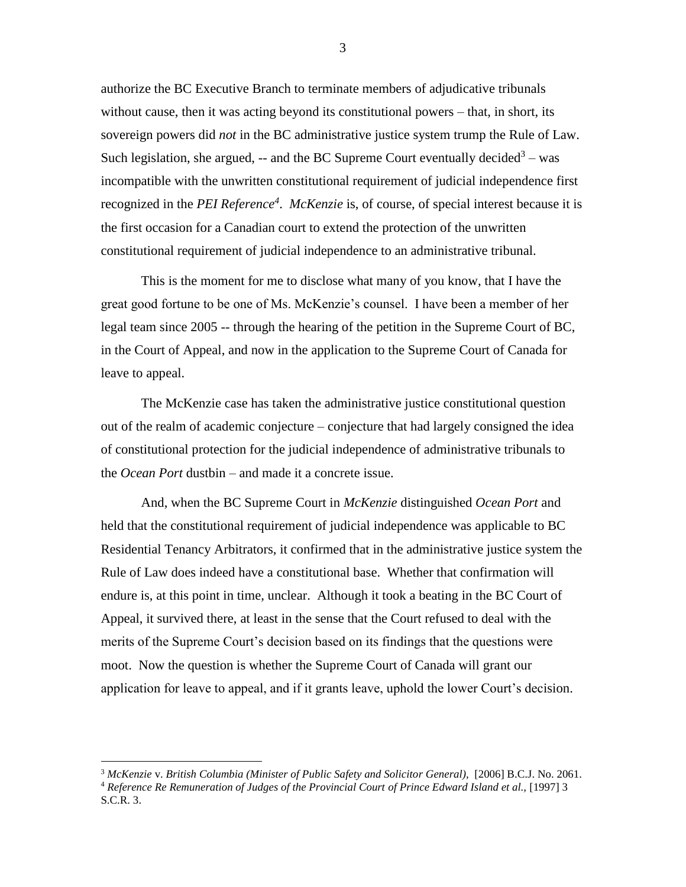authorize the BC Executive Branch to terminate members of adjudicative tribunals without cause, then it was acting beyond its constitutional powers – that, in short, its sovereign powers did *not* in the BC administrative justice system trump the Rule of Law. Such legislation, she argued, -- and the BC Supreme Court eventually decided[3] – was incompatible with the unwritten constitutional requirement of judicial independence first recognized in the *PEI Reference*[4]. *McKenzie* is, of course, of special interest because it is the first occasion for a Canadian court to extend the protection of the unwritten constitutional requirement of judicial independence to an administrative tribunal.

This is the moment for me to disclose what many of you know, that I have the great good fortune to be one of Ms. McKenzie's counsel. I have been a member of her legal team since 2005 -- through the hearing of the petition in the Supreme Court of BC, in the Court of Appeal, and now in the application to the Supreme Court of Canada for leave to appeal.

The McKenzie case has taken the administrative justice constitutional question out of the realm of academic conjecture – conjecture that had largely consigned the idea of constitutional protection for the judicial independence of administrative tribunals to the *Ocean Port* dustbin – and made it a concrete issue.

And, when the BC Supreme Court in *McKenzie* distinguished *Ocean Port* and held that the constitutional requirement of judicial independence was applicable to BC Residential Tenancy Arbitrators, it confirmed that in the administrative justice system the Rule of Law does indeed have a constitutional base. Whether that confirmation will endure is, at this point in time, unclear. Although it took a beating in the BC Court of Appeal, it survived there, at least in the sense that the Court refused to deal with the merits of the Supreme Court's decision based on its findings that the questions were moot. Now the question is whether the Supreme Court of Canada will grant our application for leave to appeal, and if it grants leave, uphold the lower Court's decision.

---

[3] *McKenzie* v. *British Columbia (Minister of Public Safety and Solicitor General),* [2006] B.C.J. No. 2061.

[4] *Reference Re Remuneration of Judges of the Provincial Court of Prince Edward Island et al.,* [1997] 3 S.C.R. 3.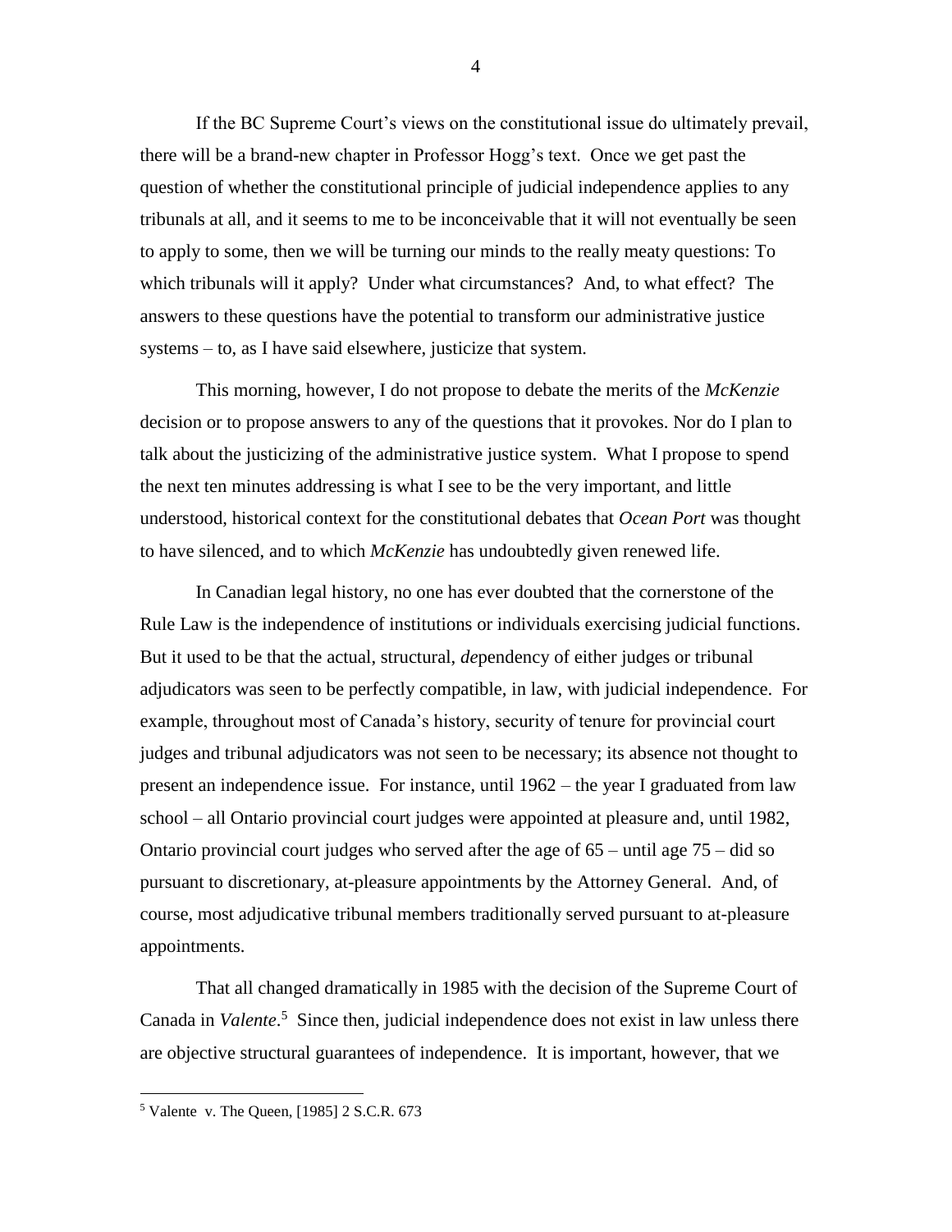If the BC Supreme Court's views on the constitutional issue do ultimately prevail, there will be a brand-new chapter in Professor Hogg's text. Once we get past the question of whether the constitutional principle of judicial independence applies to any tribunals at all, and it seems to me to be inconceivable that it will not eventually be seen to apply to some, then we will be turning our minds to the really meaty questions: To which tribunals will it apply? Under what circumstances? And, to what effect? The answers to these questions have the potential to transform our administrative justice systems – to, as I have said elsewhere, justicize that system.

This morning, however, I do not propose to debate the merits of the *McKenzie* decision or to propose answers to any of the questions that it provokes. Nor do I plan to talk about the justicizing of the administrative justice system. What I propose to spend the next ten minutes addressing is what I see to be the very important, and little understood, historical context for the constitutional debates that *Ocean Port* was thought to have silenced, and to which *McKenzie* has undoubtedly given renewed life.

In Canadian legal history, no one has ever doubted that the cornerstone of the Rule Law is the independence of institutions or individuals exercising judicial functions. But it used to be that the actual, structural, *de*pendency of either judges or tribunal adjudicators was seen to be perfectly compatible, in law, with judicial independence. For example, throughout most of Canada's history, security of tenure for provincial court judges and tribunal adjudicators was not seen to be necessary; its absence not thought to present an independence issue. For instance, until 1962 – the year I graduated from law school – all Ontario provincial court judges were appointed at pleasure and, until 1982, Ontario provincial court judges who served after the age of 65 – until age 75 – did so pursuant to discretionary, at-pleasure appointments by the Attorney General. And, of course, most adjudicative tribunal members traditionally served pursuant to at-pleasure appointments.

That all changed dramatically in 1985 with the decision of the Supreme Court of Canada in *Valente*.[5] Since then, judicial independence does not exist in law unless there are objective structural guarantees of independence. It is important, however, that we

[5] Valente v. The Queen, [1985] 2 S.C.R. 673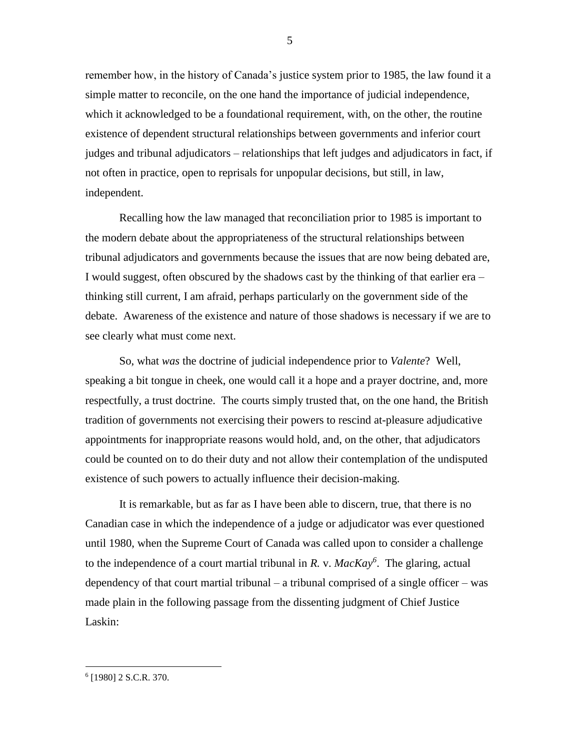remember how, in the history of Canada's justice system prior to 1985, the law found it a simple matter to reconcile, on the one hand the importance of judicial independence, which it acknowledged to be a foundational requirement, with, on the other, the routine existence of dependent structural relationships between governments and inferior court judges and tribunal adjudicators – relationships that left judges and adjudicators in fact, if not often in practice, open to reprisals for unpopular decisions, but still, in law, independent.

Recalling how the law managed that reconciliation prior to 1985 is important to the modern debate about the appropriateness of the structural relationships between tribunal adjudicators and governments because the issues that are now being debated are, I would suggest, often obscured by the shadows cast by the thinking of that earlier era – thinking still current, I am afraid, perhaps particularly on the government side of the debate. Awareness of the existence and nature of those shadows is necessary if we are to see clearly what must come next.

So, what *was* the doctrine of judicial independence prior to *Valente*? Well, speaking a bit tongue in cheek, one would call it a hope and a prayer doctrine, and, more respectfully, a trust doctrine. The courts simply trusted that, on the one hand, the British tradition of governments not exercising their powers to rescind at-pleasure adjudicative appointments for inappropriate reasons would hold, and, on the other, that adjudicators could be counted on to do their duty and not allow their contemplation of the undisputed existence of such powers to actually influence their decision-making.

It is remarkable, but as far as I have been able to discern, true, that there is no Canadian case in which the independence of a judge or adjudicator was ever questioned until 1980, when the Supreme Court of Canada was called upon to consider a challenge to the independence of a court martial tribunal in *R.* v. *MacKay*[6]. The glaring, actual dependency of that court martial tribunal – a tribunal comprised of a single officer – was made plain in the following passage from the dissenting judgment of Chief Justice Laskin:

---

[6] [1980] 2 S.C.R. 370.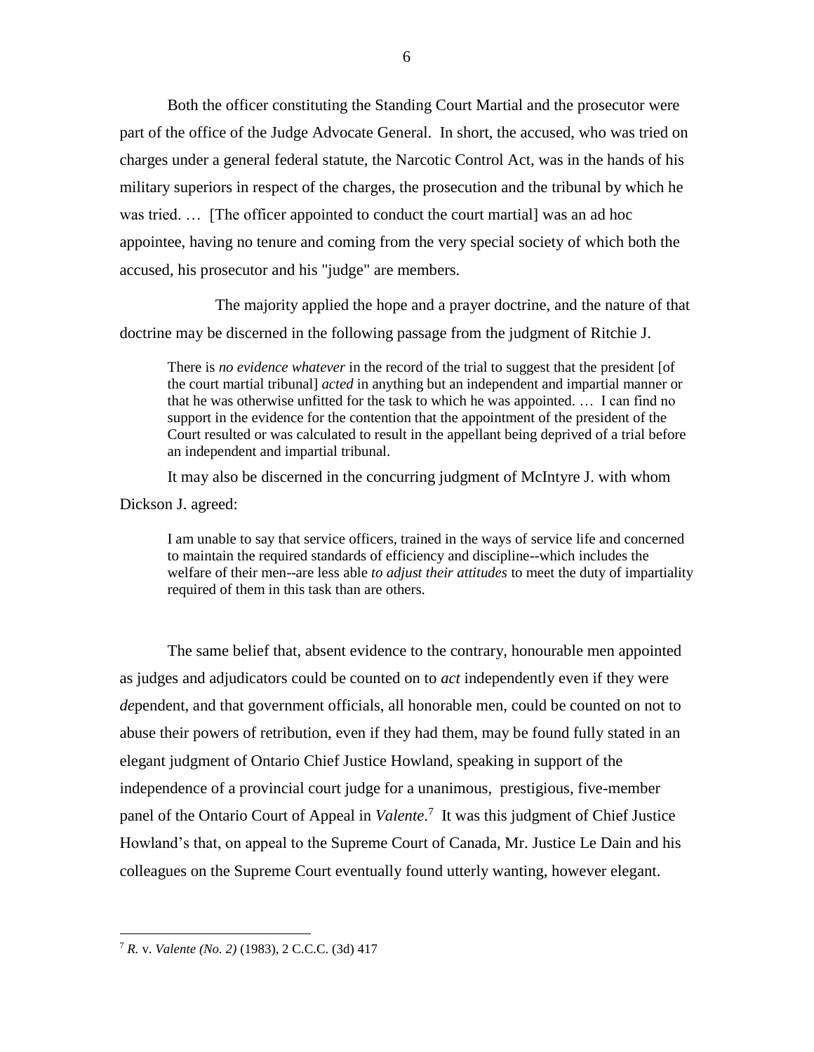Both the officer constituting the Standing Court Martial and the prosecutor were part of the office of the Judge Advocate General. In short, the accused, who was tried on charges under a general federal statute, the Narcotic Control Act, was in the hands of his military superiors in respect of the charges, the prosecution and the tribunal by which he was tried. … [The officer appointed to conduct the court martial] was an ad hoc appointee, having no tenure and coming from the very special society of which both the accused, his prosecutor and his "judge" are members.

The majority applied the hope and a prayer doctrine, and the nature of that doctrine may be discerned in the following passage from the judgment of Ritchie J.

> There is *no evidence whatever* in the record of the trial to suggest that the president [of the court martial tribunal] *acted* in anything but an independent and impartial manner or that he was otherwise unfitted for the task to which he was appointed. … I can find no support in the evidence for the contention that the appointment of the president of the Court resulted or was calculated to result in the appellant being deprived of a trial before an independent and impartial tribunal.

It may also be discerned in the concurring judgment of McIntyre J. with whom Dickson J. agreed:

> I am unable to say that service officers, trained in the ways of service life and concerned to maintain the required standards of efficiency and discipline--which includes the welfare of their men--are less able *to adjust their attitudes* to meet the duty of impartiality required of them in this task than are others.

The same belief that, absent evidence to the contrary, honourable men appointed as judges and adjudicators could be counted on to *act* independently even if they were *de*pendent, and that government officials, all honorable men, could be counted on not to abuse their powers of retribution, even if they had them, may be found fully stated in an elegant judgment of Ontario Chief Justice Howland, speaking in support of the independence of a provincial court judge for a unanimous, prestigious, five-member panel of the Ontario Court of Appeal in *Valente*.[7] It was this judgment of Chief Justice Howland's that, on appeal to the Supreme Court of Canada, Mr. Justice Le Dain and his colleagues on the Supreme Court eventually found utterly wanting, however elegant.

---

[7] *R.* v. *Valente (No. 2)* (1983), 2 C.C.C. (3d) 417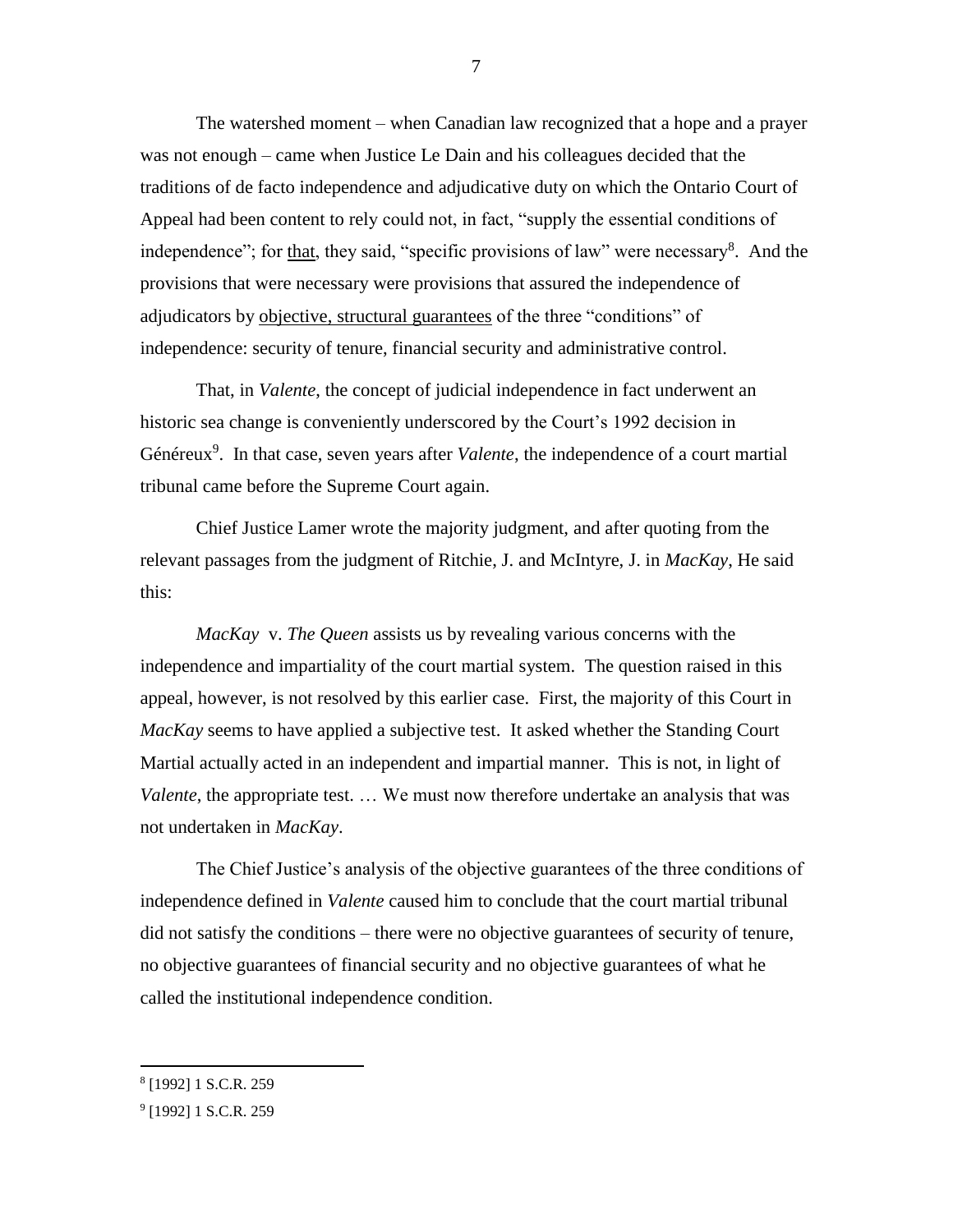The watershed moment – when Canadian law recognized that a hope and a prayer was not enough – came when Justice Le Dain and his colleagues decided that the traditions of de facto independence and adjudicative duty on which the Ontario Court of Appeal had been content to rely could not, in fact, "supply the essential conditions of independence"; for <u>that</u>, they said, "specific provisions of law" were necessary[8]. And the provisions that were necessary were provisions that assured the independence of adjudicators by <u>objective, structural guarantees</u> of the three "conditions" of independence: security of tenure, financial security and administrative control.

That, in *Valente*, the concept of judicial independence in fact underwent an historic sea change is conveniently underscored by the Court's 1992 decision in Généreux[9]. In that case, seven years after *Valente*, the independence of a court martial tribunal came before the Supreme Court again.

Chief Justice Lamer wrote the majority judgment, and after quoting from the relevant passages from the judgment of Ritchie, J. and McIntyre, J. in *MacKay*, He said this:

*MacKay* v. *The Queen* assists us by revealing various concerns with the independence and impartiality of the court martial system. The question raised in this appeal, however, is not resolved by this earlier case. First, the majority of this Court in *MacKay* seems to have applied a subjective test. It asked whether the Standing Court Martial actually acted in an independent and impartial manner. This is not, in light of *Valente*, the appropriate test. … We must now therefore undertake an analysis that was not undertaken in *MacKay*.

The Chief Justice's analysis of the objective guarantees of the three conditions of independence defined in *Valente* caused him to conclude that the court martial tribunal did not satisfy the conditions – there were no objective guarantees of security of tenure, no objective guarantees of financial security and no objective guarantees of what he called the institutional independence condition.

---

[8] [1992] 1 S.C.R. 259

[9] [1992] 1 S.C.R. 259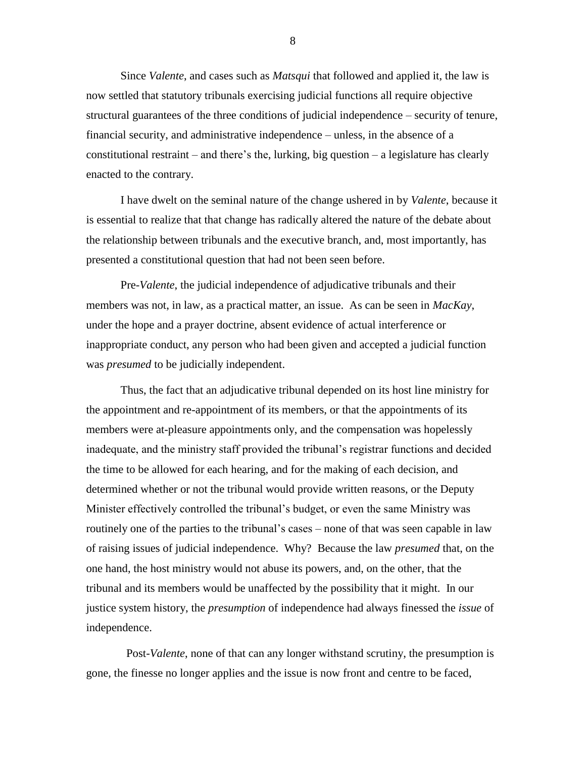Since *Valente*, and cases such as *Matsqui* that followed and applied it, the law is now settled that statutory tribunals exercising judicial functions all require objective structural guarantees of the three conditions of judicial independence – security of tenure, financial security, and administrative independence – unless, in the absence of a constitutional restraint – and there's the, lurking, big question – a legislature has clearly enacted to the contrary.

I have dwelt on the seminal nature of the change ushered in by *Valente*, because it is essential to realize that that change has radically altered the nature of the debate about the relationship between tribunals and the executive branch, and, most importantly, has presented a constitutional question that had not been seen before.

Pre-*Valente*, the judicial independence of adjudicative tribunals and their members was not, in law, as a practical matter, an issue. As can be seen in *MacKay*, under the hope and a prayer doctrine, absent evidence of actual interference or inappropriate conduct, any person who had been given and accepted a judicial function was *presumed* to be judicially independent.

Thus, the fact that an adjudicative tribunal depended on its host line ministry for the appointment and re-appointment of its members, or that the appointments of its members were at-pleasure appointments only, and the compensation was hopelessly inadequate, and the ministry staff provided the tribunal's registrar functions and decided the time to be allowed for each hearing, and for the making of each decision, and determined whether or not the tribunal would provide written reasons, or the Deputy Minister effectively controlled the tribunal's budget, or even the same Ministry was routinely one of the parties to the tribunal's cases – none of that was seen capable in law of raising issues of judicial independence. Why? Because the law *presumed* that, on the one hand, the host ministry would not abuse its powers, and, on the other, that the tribunal and its members would be unaffected by the possibility that it might. In our justice system history, the *presumption* of independence had always finessed the *issue* of independence.

Post-*Valente*, none of that can any longer withstand scrutiny, the presumption is gone, the finesse no longer applies and the issue is now front and centre to be faced,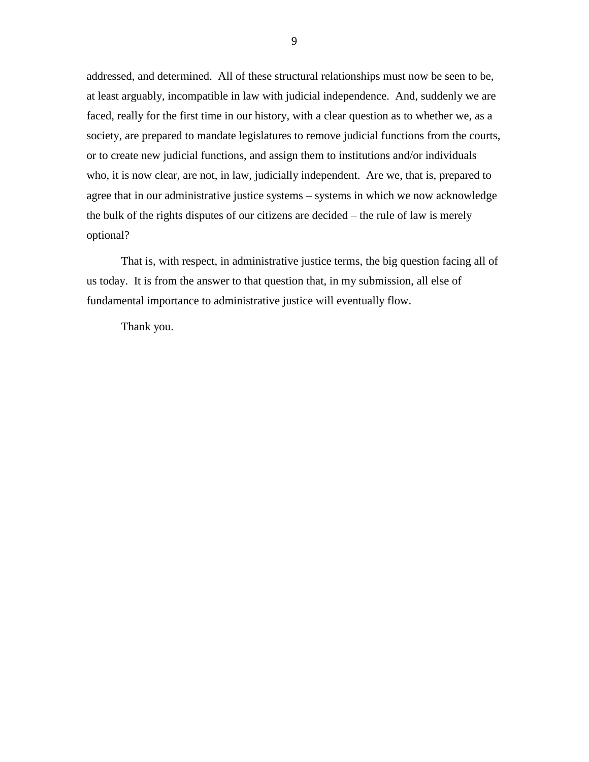addressed, and determined. All of these structural relationships must now be seen to be, at least arguably, incompatible in law with judicial independence. And, suddenly we are faced, really for the first time in our history, with a clear question as to whether we, as a society, are prepared to mandate legislatures to remove judicial functions from the courts, or to create new judicial functions, and assign them to institutions and/or individuals who, it is now clear, are not, in law, judicially independent. Are we, that is, prepared to agree that in our administrative justice systems – systems in which we now acknowledge the bulk of the rights disputes of our citizens are decided – the rule of law is merely optional?

That is, with respect, in administrative justice terms, the big question facing all of us today. It is from the answer to that question that, in my submission, all else of fundamental importance to administrative justice will eventually flow.

Thank you.